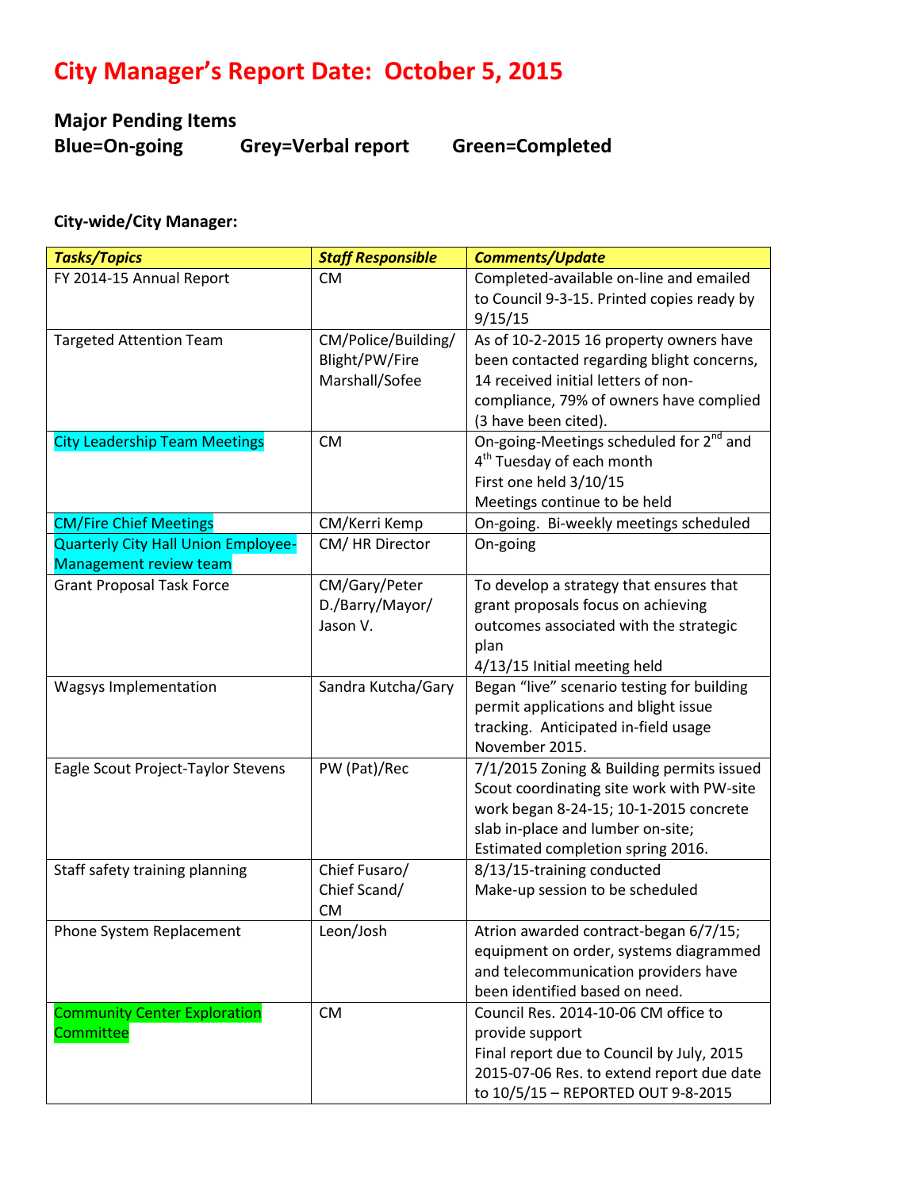# City Manager's Report Date: October 5, 2015

## Major Pending Items

**Blue=On-going　　Grey=Verbal report　　Green=Completed**

### City-wide/City Manager:

| *Tasks/Topics* | *Staff Responsible* | *Comments/Update* |
|---|---|---|
| FY 2014-15 Annual Report | CM | Completed-available on-line and emailed to Council 9-3-15. Printed copies ready by 9/15/15 |
| Targeted Attention Team | CM/Police/Building/ Blight/PW/Fire Marshall/Sofee | As of 10-2-2015 16 property owners have been contacted regarding blight concerns, 14 received initial letters of non-compliance, 79% of owners have complied (3 have been cited). |
| City Leadership Team Meetings | CM | On-going-Meetings scheduled for 2nd and 4th Tuesday of each month<br>First one held 3/10/15<br>Meetings continue to be held |
| CM/Fire Chief Meetings | CM/Kerri Kemp | On-going. Bi-weekly meetings scheduled |
| Quarterly City Hall Union Employee-Management review team | CM/ HR Director | On-going |
| Grant Proposal Task Force | CM/Gary/Peter D./Barry/Mayor/ Jason V. | To develop a strategy that ensures that grant proposals focus on achieving outcomes associated with the strategic plan<br>4/13/15 Initial meeting held |
| Wagsys Implementation | Sandra Kutcha/Gary | Began "live" scenario testing for building permit applications and blight issue tracking. Anticipated in-field usage November 2015. |
| Eagle Scout Project-Taylor Stevens | PW (Pat)/Rec | 7/1/2015 Zoning & Building permits issued Scout coordinating site work with PW-site work began 8-24-15; 10-1-2015 concrete slab in-place and lumber on-site; Estimated completion spring 2016. |
| Staff safety training planning | Chief Fusaro/ Chief Scand/ CM | 8/13/15-training conducted<br>Make-up session to be scheduled |
| Phone System Replacement | Leon/Josh | Atrion awarded contract-began 6/7/15; equipment on order, systems diagrammed and telecommunication providers have been identified based on need. |
| Community Center Exploration Committee | CM | Council Res. 2014-10-06 CM office to provide support<br>Final report due to Council by July, 2015<br>2015-07-06 Res. to extend report due date to 10/5/15 – REPORTED OUT 9-8-2015 |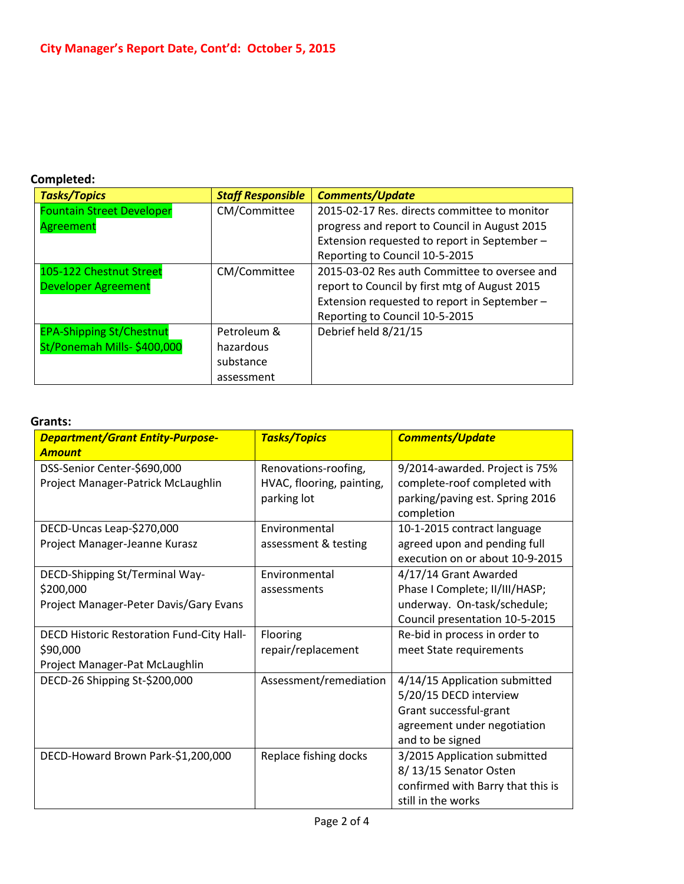**City Manager's Report Date, Cont'd:  October 5, 2015**

**Completed:**

| ***Tasks/Topics*** | ***Staff Responsible*** | ***Comments/Update*** |
|---|---|---|
| Fountain Street Developer Agreement | CM/Committee | 2015-02-17 Res. directs committee to monitor progress and report to Council in August 2015 Extension requested to report in September – Reporting to Council 10-5-2015 |
| 105-122 Chestnut Street Developer Agreement | CM/Committee | 2015-03-02 Res auth Committee to oversee and report to Council by first mtg of August 2015 Extension requested to report in September – Reporting to Council 10-5-2015 |
| EPA-Shipping St/Chestnut St/Ponemah Mills- $400,000 | Petroleum & hazardous substance assessment | Debrief held 8/21/15 |

**Grants:**

| ***Department/Grant Entity-Purpose-Amount*** | ***Tasks/Topics*** | ***Comments/Update*** |
|---|---|---|
| DSS-Senior Center-$690,000<br>Project Manager-Patrick McLaughlin | Renovations-roofing, HVAC, flooring, painting, parking lot | 9/2014-awarded. Project is 75% complete-roof completed with parking/paving est. Spring 2016 completion |
| DECD-Uncas Leap-$270,000<br>Project Manager-Jeanne Kurasz | Environmental assessment & testing | 10-1-2015 contract language agreed upon and pending full execution on or about 10-9-2015 |
| DECD-Shipping St/Terminal Way-$200,000<br>Project Manager-Peter Davis/Gary Evans | Environmental assessments | 4/17/14 Grant Awarded<br>Phase I Complete; II/III/HASP; underway. On-task/schedule; Council presentation 10-5-2015 |
| DECD Historic Restoration Fund-City Hall-$90,000<br>Project Manager-Pat McLaughlin | Flooring repair/replacement | Re-bid in process in order to meet State requirements |
| DECD-26 Shipping St-$200,000 | Assessment/remediation | 4/14/15 Application submitted<br>5/20/15 DECD interview<br>Grant successful-grant agreement under negotiation and to be signed |
| DECD-Howard Brown Park-$1,200,000 | Replace fishing docks | 3/2015 Application submitted<br>8/ 13/15 Senator Osten confirmed with Barry that this is still in the works |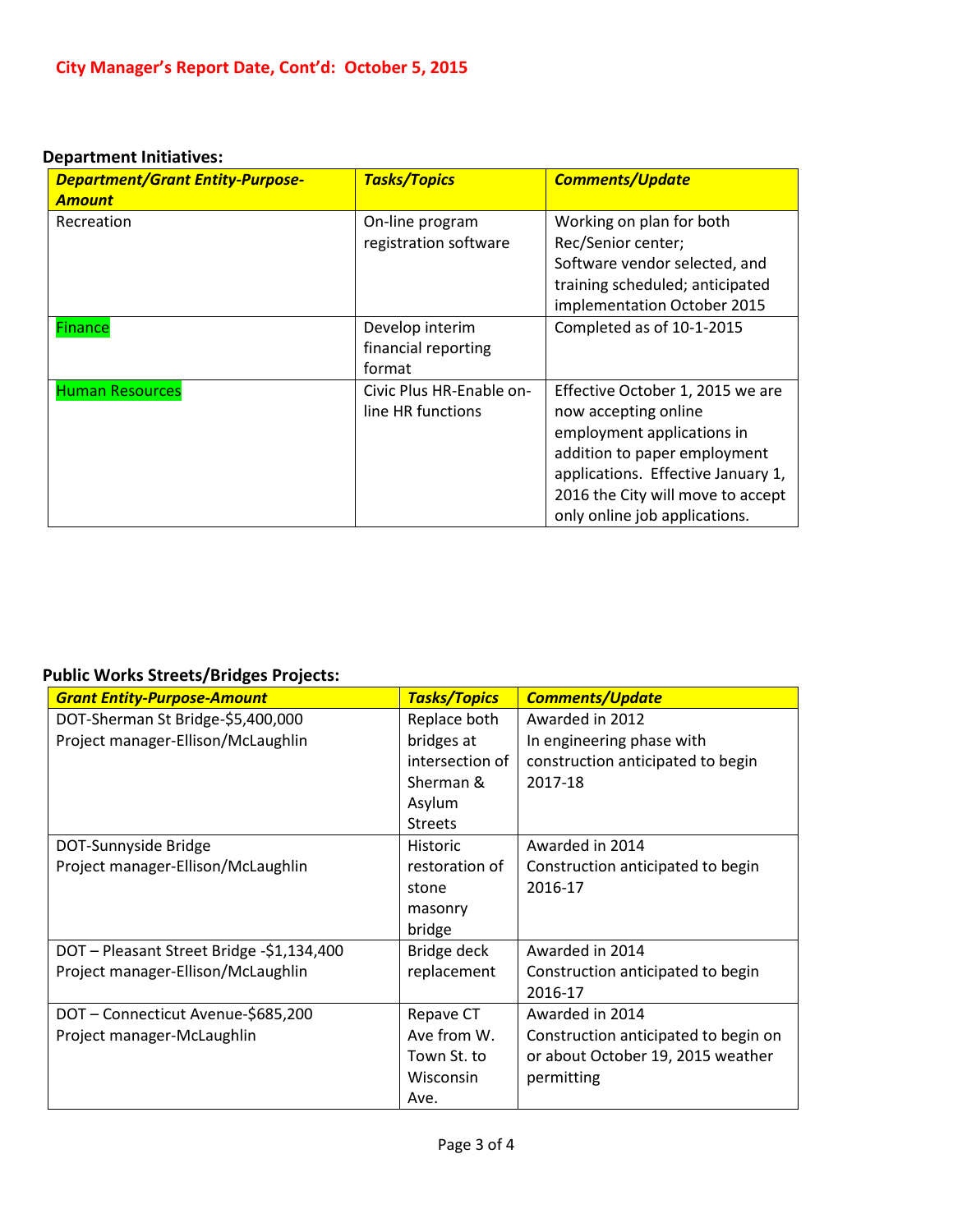**City Manager's Report Date, Cont'd: October 5, 2015**

**Department Initiatives:**

| ***Department/Grant Entity-Purpose-Amount*** | ***Tasks/Topics*** | ***Comments/Update*** |
| --- | --- | --- |
| Recreation | On-line program registration software | Working on plan for both Rec/Senior center; Software vendor selected, and training scheduled; anticipated implementation October 2015 |
| Finance | Develop interim financial reporting format | Completed as of 10-1-2015 |
| Human Resources | Civic Plus HR-Enable on-line HR functions | Effective October 1, 2015 we are now accepting online employment applications in addition to paper employment applications. Effective January 1, 2016 the City will move to accept only online job applications. |

**Public Works Streets/Bridges Projects:**

| ***Grant Entity-Purpose-Amount*** | ***Tasks/Topics*** | ***Comments/Update*** |
| --- | --- | --- |
| DOT-Sherman St Bridge-$5,400,000<br>Project manager-Ellison/McLaughlin | Replace both bridges at intersection of Sherman & Asylum Streets | Awarded in 2012<br>In engineering phase with construction anticipated to begin 2017-18 |
| DOT-Sunnyside Bridge<br>Project manager-Ellison/McLaughlin | Historic restoration of stone masonry bridge | Awarded in 2014<br>Construction anticipated to begin 2016-17 |
| DOT – Pleasant Street Bridge -$1,134,400<br>Project manager-Ellison/McLaughlin | Bridge deck replacement | Awarded in 2014<br>Construction anticipated to begin 2016-17 |
| DOT – Connecticut Avenue-$685,200<br>Project manager-McLaughlin | Repave CT Ave from W. Town St. to Wisconsin Ave. | Awarded in 2014<br>Construction anticipated to begin on or about October 19, 2015 weather permitting |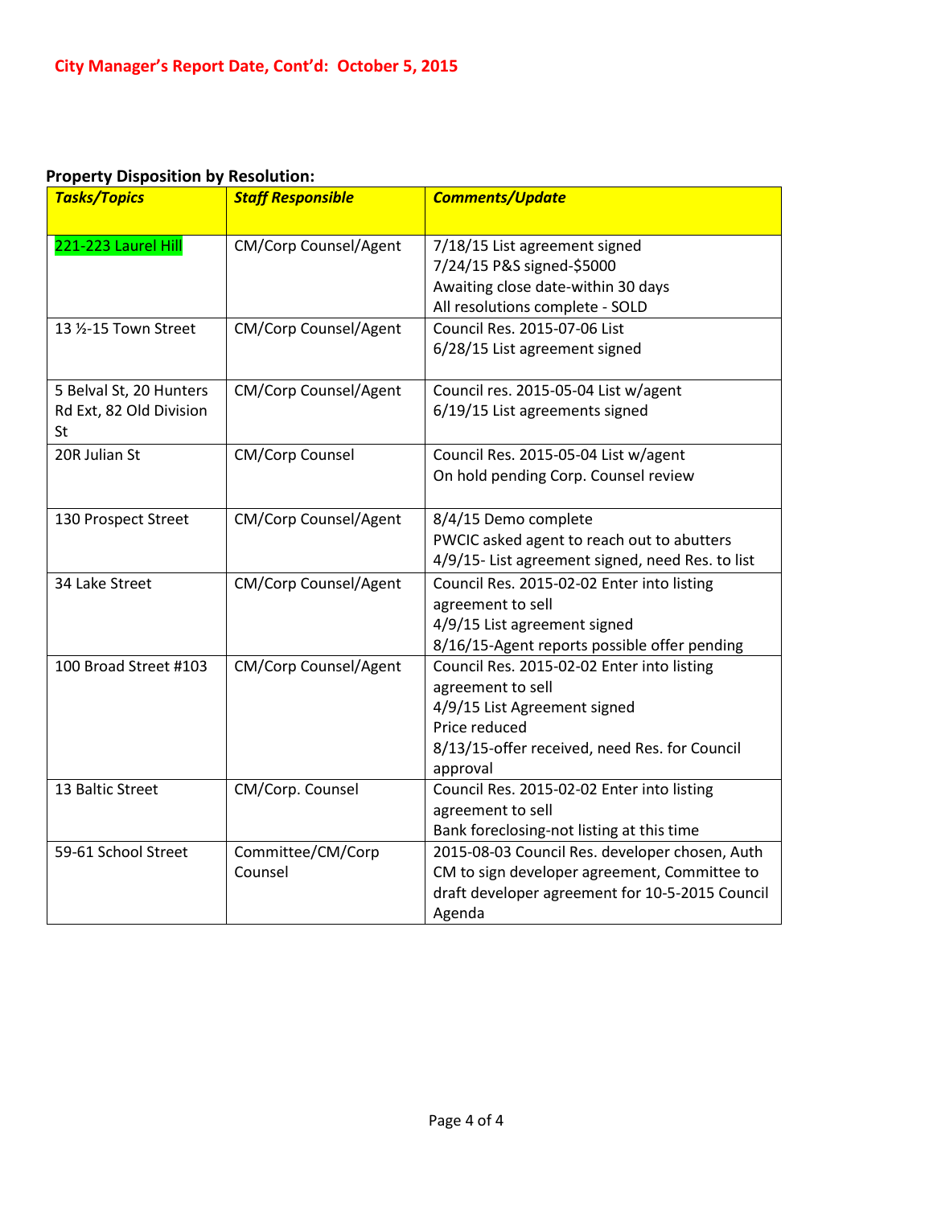**City Manager's Report Date, Cont'd: October 5, 2015**

**Property Disposition by Resolution:**

| ***Tasks/Topics*** | ***Staff Responsible*** | ***Comments/Update*** |
|---|---|---|
| 221-223 Laurel Hill | CM/Corp Counsel/Agent | 7/18/15 List agreement signed<br>7/24/15 P&S signed-$5000<br>Awaiting close date-within 30 days<br>All resolutions complete - SOLD |
| 13 ½-15 Town Street | CM/Corp Counsel/Agent | Council Res. 2015-07-06 List<br>6/28/15 List agreement signed |
| 5 Belval St, 20 Hunters Rd Ext, 82 Old Division St | CM/Corp Counsel/Agent | Council res. 2015-05-04 List w/agent<br>6/19/15 List agreements signed |
| 20R Julian St | CM/Corp Counsel | Council Res. 2015-05-04 List w/agent<br>On hold pending Corp. Counsel review |
| 130 Prospect Street | CM/Corp Counsel/Agent | 8/4/15 Demo complete<br>PWCIC asked agent to reach out to abutters<br>4/9/15- List agreement signed, need Res. to list |
| 34 Lake Street | CM/Corp Counsel/Agent | Council Res. 2015-02-02 Enter into listing agreement to sell<br>4/9/15 List agreement signed<br>8/16/15-Agent reports possible offer pending |
| 100 Broad Street #103 | CM/Corp Counsel/Agent | Council Res. 2015-02-02 Enter into listing agreement to sell<br>4/9/15 List Agreement signed<br>Price reduced<br>8/13/15-offer received, need Res. for Council approval |
| 13 Baltic Street | CM/Corp. Counsel | Council Res. 2015-02-02 Enter into listing agreement to sell<br>Bank foreclosing-not listing at this time |
| 59-61 School Street | Committee/CM/Corp Counsel | 2015-08-03 Council Res. developer chosen, Auth CM to sign developer agreement, Committee to draft developer agreement for 10-5-2015 Council Agenda |